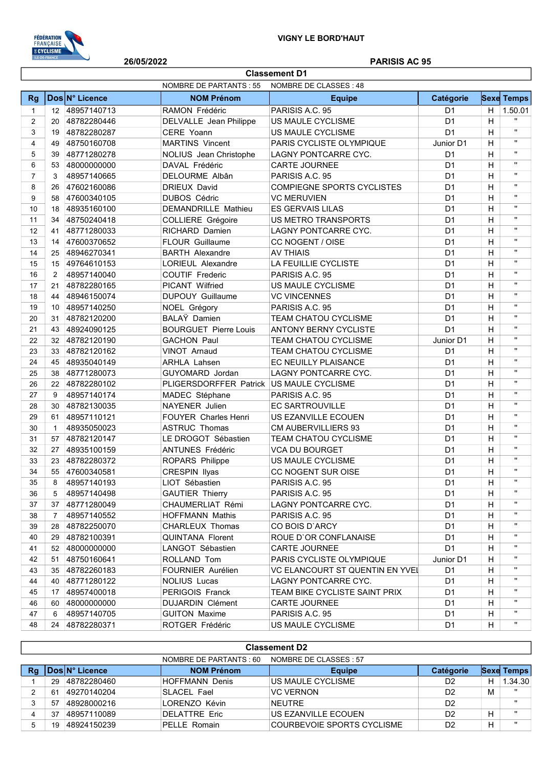VIGNY LE BORD'HAUT

26/05/2022

PARISIS AC 95

## Classement D1

NOMBRE DE PARTANTS : 55 NOMBRE DE CLASSES : 48

| Rg | Dos | N° Licence | NOM Prénom | Equipe | Catégorie | Sexe | Temps |
|---|---|---|---|---|---|---|---|
| 1 | 12 | 48957140713 | RAMON Frédéric | PARISIS A.C. 95 | D1 | H | 1.50.01 |
| 2 | 20 | 48782280446 | DELVALLE Jean Philippe | US MAULE CYCLISME | D1 | H | " |
| 3 | 19 | 48782280287 | CERE Yoann | US MAULE CYCLISME | D1 | H | " |
| 4 | 49 | 48750160708 | MARTINS Vincent | PARIS CYCLISTE OLYMPIQUE | Junior D1 | H | " |
| 5 | 39 | 48771280278 | NOLIUS Jean Christophe | LAGNY PONTCARRE CYC. | D1 | H | " |
| 6 | 53 | 48000000000 | DAVAL Frédéric | CARTE JOURNEE | D1 | H | " |
| 7 | 3 | 48957140665 | DELOURME Albân | PARISIS A.C. 95 | D1 | H | " |
| 8 | 26 | 47602160086 | DRIEUX David | COMPIEGNE SPORTS CYCLISTES | D1 | H | " |
| 9 | 58 | 47600340105 | DUBOS Cédric | VC MERUVIEN | D1 | H | " |
| 10 | 18 | 48935160100 | DEMANDRILLE Mathieu | ES GERVAIS LILAS | D1 | H | " |
| 11 | 34 | 48750240418 | COLLIERE Grégoire | US METRO TRANSPORTS | D1 | H | " |
| 12 | 41 | 48771280033 | RICHARD Damien | LAGNY PONTCARRE CYC. | D1 | H | " |
| 13 | 14 | 47600370652 | FLOUR Guillaume | CC NOGENT / OISE | D1 | H | " |
| 14 | 25 | 48946270341 | BARTH Alexandre | AV THIAIS | D1 | H | " |
| 15 | 15 | 49764610153 | LORIEUL Alexandre | LA FEUILLIE CYCLISTE | D1 | H | " |
| 16 | 2 | 48957140040 | COUTIF Frederic | PARISIS A.C. 95 | D1 | H | " |
| 17 | 21 | 48782280165 | PICANT Wilfried | US MAULE CYCLISME | D1 | H | " |
| 18 | 44 | 48946150074 | DUPOUY Guillaume | VC VINCENNES | D1 | H | " |
| 19 | 10 | 48957140250 | NOEL Grégory | PARISIS A.C. 95 | D1 | H | " |
| 20 | 31 | 48782120200 | BALAŸ Damien | TEAM CHATOU CYCLISME | D1 | H | " |
| 21 | 43 | 48924090125 | BOURGUET Pierre Louis | ANTONY BERNY CYCLISTE | D1 | H | " |
| 22 | 32 | 48782120190 | GACHON Paul | TEAM CHATOU CYCLISME | Junior D1 | H | " |
| 23 | 33 | 48782120162 | VINOT Arnaud | TEAM CHATOU CYCLISME | D1 | H | " |
| 24 | 45 | 48935040149 | ARHLA Lahsen | EC NEUILLY PLAISANCE | D1 | H | " |
| 25 | 38 | 48771280073 | GUYOMARD Jordan | LAGNY PONTCARRE CYC. | D1 | H | " |
| 26 | 22 | 48782280102 | PLIGERSDORFFER Patrick | US MAULE CYCLISME | D1 | H | " |
| 27 | 9 | 48957140174 | MADEC Stéphane | PARISIS A.C. 95 | D1 | H | " |
| 28 | 30 | 48782130035 | NAYENER Julien | EC SARTROUVILLE | D1 | H | " |
| 29 | 61 | 48957110121 | FOUYER Charles Henri | US EZANVILLE ECOUEN | D1 | H | " |
| 30 | 1 | 48935050023 | ASTRUC Thomas | CM AUBERVILLIERS 93 | D1 | H | " |
| 31 | 57 | 48782120147 | LE DROGOT Sébastien | TEAM CHATOU CYCLISME | D1 | H | " |
| 32 | 27 | 48935100159 | ANTUNES Frédéric | VCA DU BOURGET | D1 | H | " |
| 33 | 23 | 48782280372 | ROPARS Philippe | US MAULE CYCLISME | D1 | H | " |
| 34 | 55 | 47600340581 | CRESPIN Ilyas | CC NOGENT SUR OISE | D1 | H | " |
| 35 | 8 | 48957140193 | LIOT Sébastien | PARISIS A.C. 95 | D1 | H | " |
| 36 | 5 | 48957140498 | GAUTIER Thierry | PARISIS A.C. 95 | D1 | H | " |
| 37 | 37 | 48771280049 | CHAUMERLIAT Rémi | LAGNY PONTCARRE CYC. | D1 | H | " |
| 38 | 7 | 48957140552 | HOFFMANN Mathis | PARISIS A.C. 95 | D1 | H | " |
| 39 | 28 | 48782250070 | CHARLEUX Thomas | CO BOIS D`ARCY | D1 | H | " |
| 40 | 29 | 48782100391 | QUINTANA Florent | ROUE D`OR CONFLANAISE | D1 | H | " |
| 41 | 52 | 48000000000 | LANGOT Sébastien | CARTE JOURNEE | D1 | H | " |
| 42 | 51 | 48750160641 | ROLLAND Tom | PARIS CYCLISTE OLYMPIQUE | Junior D1 | H | " |
| 43 | 35 | 48782260183 | FOURNIER Aurélien | VC ELANCOURT ST QUENTIN EN YVEL | D1 | H | " |
| 44 | 40 | 48771280122 | NOLIUS Lucas | LAGNY PONTCARRE CYC. | D1 | H | " |
| 45 | 17 | 48957400018 | PERIGOIS Franck | TEAM BIKE CYCLISTE SAINT PRIX | D1 | H | " |
| 46 | 60 | 48000000000 | DUJARDIN Clément | CARTE JOURNEE | D1 | H | " |
| 47 | 6 | 48957140705 | GUITON Maxime | PARISIS A.C. 95 | D1 | H | " |
| 48 | 24 | 48782280371 | ROTGER Frédéric | US MAULE CYCLISME | D1 | H | " |

## Classement D2

NOMBRE DE PARTANTS : 60 NOMBRE DE CLASSES : 57

| Rg | Dos | N° Licence | NOM Prénom | Equipe | Catégorie | Sexe | Temps |
|---|---|---|---|---|---|---|---|
| 1 | 29 | 48782280460 | HOFFMANN Denis | US MAULE CYCLISME | D2 | H | 1.34.30 |
| 2 | 61 | 49270140204 | SLACEL Fael | VC VERNON | D2 | M | " |
| 3 | 57 | 48928000216 | LORENZO Kévin | NEUTRE | D2 | | " |
| 4 | 37 | 48957110089 | DELATTRE Eric | US EZANVILLE ECOUEN | D2 | H | " |
| 5 | 19 | 48924150239 | PELLE Romain | COURBEVOIE SPORTS CYCLISME | D2 | H | " |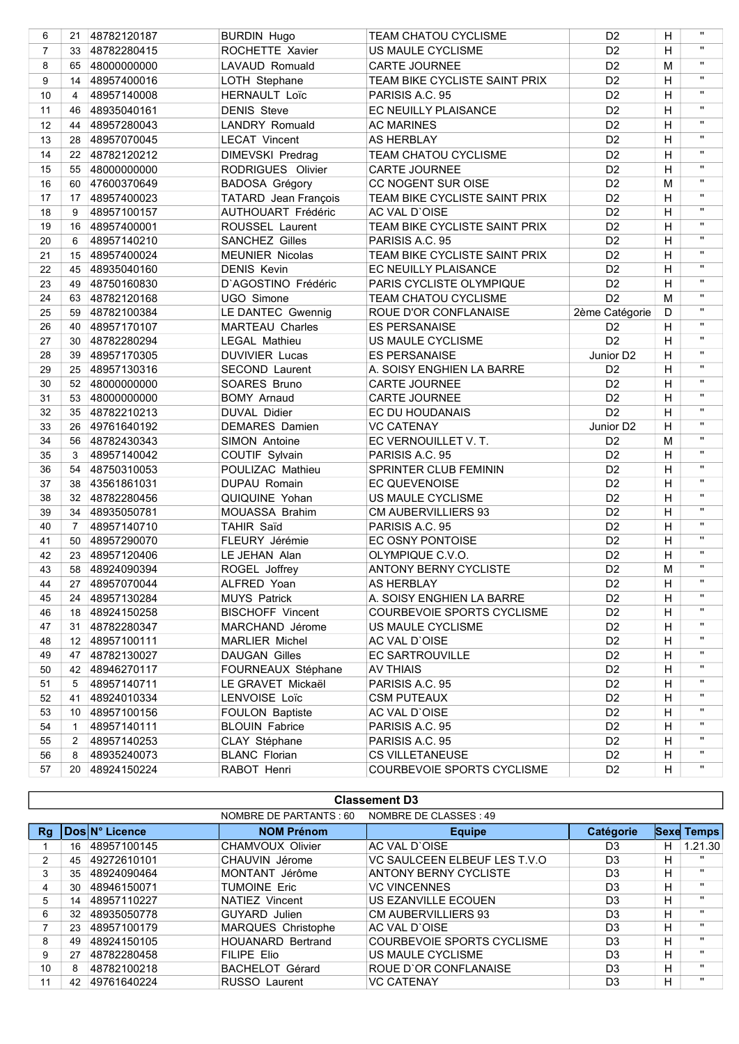| | | | | | | | |
|---|---|---|---|---|---|---|---|
| 6 | 21 | 48782120187 | BURDIN Hugo | TEAM CHATOU CYCLISME | D2 | H | " |
| 7 | 33 | 48782280415 | ROCHETTE Xavier | US MAULE CYCLISME | D2 | H | " |
| 8 | 65 | 48000000000 | LAVAUD Romuald | CARTE JOURNEE | D2 | M | " |
| 9 | 14 | 48957400016 | LOTH Stephane | TEAM BIKE CYCLISTE SAINT PRIX | D2 | H | " |
| 10 | 4 | 48957140008 | HERNAULT Loïc | PARISIS A.C. 95 | D2 | H | " |
| 11 | 46 | 48935040161 | DENIS Steve | EC NEUILLY PLAISANCE | D2 | H | " |
| 12 | 44 | 48957280043 | LANDRY Romuald | AC MARINES | D2 | H | " |
| 13 | 28 | 48957070045 | LECAT Vincent | AS HERBLAY | D2 | H | " |
| 14 | 22 | 48782120212 | DIMEVSKI Predrag | TEAM CHATOU CYCLISME | D2 | H | " |
| 15 | 55 | 48000000000 | RODRIGUES Olivier | CARTE JOURNEE | D2 | H | " |
| 16 | 60 | 47600370649 | BADOSA Grégory | CC NOGENT SUR OISE | D2 | M | " |
| 17 | 17 | 48957400023 | TATARD Jean François | TEAM BIKE CYCLISTE SAINT PRIX | D2 | H | " |
| 18 | 9 | 48957100157 | AUTHOUART Frédéric | AC VAL D`OISE | D2 | H | " |
| 19 | 16 | 48957400001 | ROUSSEL Laurent | TEAM BIKE CYCLISTE SAINT PRIX | D2 | H | " |
| 20 | 6 | 48957140210 | SANCHEZ Gilles | PARISIS A.C. 95 | D2 | H | " |
| 21 | 15 | 48957400024 | MEUNIER Nicolas | TEAM BIKE CYCLISTE SAINT PRIX | D2 | H | " |
| 22 | 45 | 48935040160 | DENIS Kevin | EC NEUILLY PLAISANCE | D2 | H | " |
| 23 | 49 | 48750160830 | D`AGOSTINO Frédéric | PARIS CYCLISTE OLYMPIQUE | D2 | H | " |
| 24 | 63 | 48782120168 | UGO Simone | TEAM CHATOU CYCLISME | D2 | M | " |
| 25 | 59 | 48782100384 | LE DANTEC Gwennig | ROUE D'OR CONFLANAISE | 2ème Catégorie | D | " |
| 26 | 40 | 48957170107 | MARTEAU Charles | ES PERSANAISE | D2 | H | " |
| 27 | 30 | 48782280294 | LEGAL Mathieu | US MAULE CYCLISME | D2 | H | " |
| 28 | 39 | 48957170305 | DUVIVIER Lucas | ES PERSANAISE | Junior D2 | H | " |
| 29 | 25 | 48957130316 | SECOND Laurent | A. SOISY ENGHIEN LA BARRE | D2 | H | " |
| 30 | 52 | 48000000000 | SOARES Bruno | CARTE JOURNEE | D2 | H | " |
| 31 | 53 | 48000000000 | BOMY Arnaud | CARTE JOURNEE | D2 | H | " |
| 32 | 35 | 48782210213 | DUVAL Didier | EC DU HOUDANAIS | D2 | H | " |
| 33 | 26 | 49761640192 | DEMARES Damien | VC CATENAY | Junior D2 | H | " |
| 34 | 56 | 48782430343 | SIMON Antoine | EC VERNOUILLET V. T. | D2 | M | " |
| 35 | 3 | 48957140042 | COUTIF Sylvain | PARISIS A.C. 95 | D2 | H | " |
| 36 | 54 | 48750310053 | POULIZAC Mathieu | SPRINTER CLUB FEMININ | D2 | H | " |
| 37 | 38 | 43561861031 | DUPAU Romain | EC QUEVENOISE | D2 | H | " |
| 38 | 32 | 48782280456 | QUIQUINE Yohan | US MAULE CYCLISME | D2 | H | " |
| 39 | 34 | 48935050781 | MOUASSA Brahim | CM AUBERVILLIERS 93 | D2 | H | " |
| 40 | 7 | 48957140710 | TAHIR Saïd | PARISIS A.C. 95 | D2 | H | " |
| 41 | 50 | 48957290070 | FLEURY Jérémie | EC OSNY PONTOISE | D2 | H | " |
| 42 | 23 | 48957120406 | LE JEHAN Alan | OLYMPIQUE C.V.O. | D2 | H | " |
| 43 | 58 | 48924090394 | ROGEL Joffrey | ANTONY BERNY CYCLISTE | D2 | M | " |
| 44 | 27 | 48957070044 | ALFRED Yoan | AS HERBLAY | D2 | H | " |
| 45 | 24 | 48957130284 | MUYS Patrick | A. SOISY ENGHIEN LA BARRE | D2 | H | " |
| 46 | 18 | 48924150258 | BISCHOFF Vincent | COURBEVOIE SPORTS CYCLISME | D2 | H | " |
| 47 | 31 | 48782280347 | MARCHAND Jérome | US MAULE CYCLISME | D2 | H | " |
| 48 | 12 | 48957100111 | MARLIER Michel | AC VAL D`OISE | D2 | H | " |
| 49 | 47 | 48782130027 | DAUGAN Gilles | EC SARTROUVILLE | D2 | H | " |
| 50 | 42 | 48946270117 | FOURNEAUX Stéphane | AV THIAIS | D2 | H | " |
| 51 | 5 | 48957140711 | LE GRAVET Mickaël | PARISIS A.C. 95 | D2 | H | " |
| 52 | 41 | 48924010334 | LENVOISE Loïc | CSM PUTEAUX | D2 | H | " |
| 53 | 10 | 48957100156 | FOULON Baptiste | AC VAL D`OISE | D2 | H | " |
| 54 | 1 | 48957140111 | BLOUIN Fabrice | PARISIS A.C. 95 | D2 | H | " |
| 55 | 2 | 48957140253 | CLAY Stéphane | PARISIS A.C. 95 | D2 | H | " |
| 56 | 8 | 48935240073 | BLANC Florian | CS VILLETANEUSE | D2 | H | " |
| 57 | 20 | 48924150224 | RABOT Henri | COURBEVOIE SPORTS CYCLISME | D2 | H | " |

## Classement D3

NOMBRE DE PARTANTS : 60 NOMBRE DE CLASSES : 49

| Rg | Dos | N° Licence | NOM Prénom | Equipe | Catégorie | Sexe | Temps |
|---|---|---|---|---|---|---|---|
| 1 | 16 | 48957100145 | CHAMVOUX Olivier | AC VAL D`OISE | D3 | H | 1.21.30 |
| 2 | 45 | 49272610101 | CHAUVIN Jérome | VC SAULCEEN ELBEUF LES T.V.O | D3 | H | " |
| 3 | 35 | 48924090464 | MONTANT Jérôme | ANTONY BERNY CYCLISTE | D3 | H | " |
| 4 | 30 | 48946150071 | TUMOINE Eric | VC VINCENNES | D3 | H | " |
| 5 | 14 | 48957110227 | NATIEZ Vincent | US EZANVILLE ECOUEN | D3 | H | " |
| 6 | 32 | 48935050778 | GUYARD Julien | CM AUBERVILLIERS 93 | D3 | H | " |
| 7 | 23 | 48957100179 | MARQUES Christophe | AC VAL D`OISE | D3 | H | " |
| 8 | 49 | 48924150105 | HOUANARD Bertrand | COURBEVOIE SPORTS CYCLISME | D3 | H | " |
| 9 | 27 | 48782280458 | FILIPE Elio | US MAULE CYCLISME | D3 | H | " |
| 10 | 8 | 48782100218 | BACHELOT Gérard | ROUE D`OR CONFLANAISE | D3 | H | " |
| 11 | 42 | 49761640224 | RUSSO Laurent | VC CATENAY | D3 | H | " |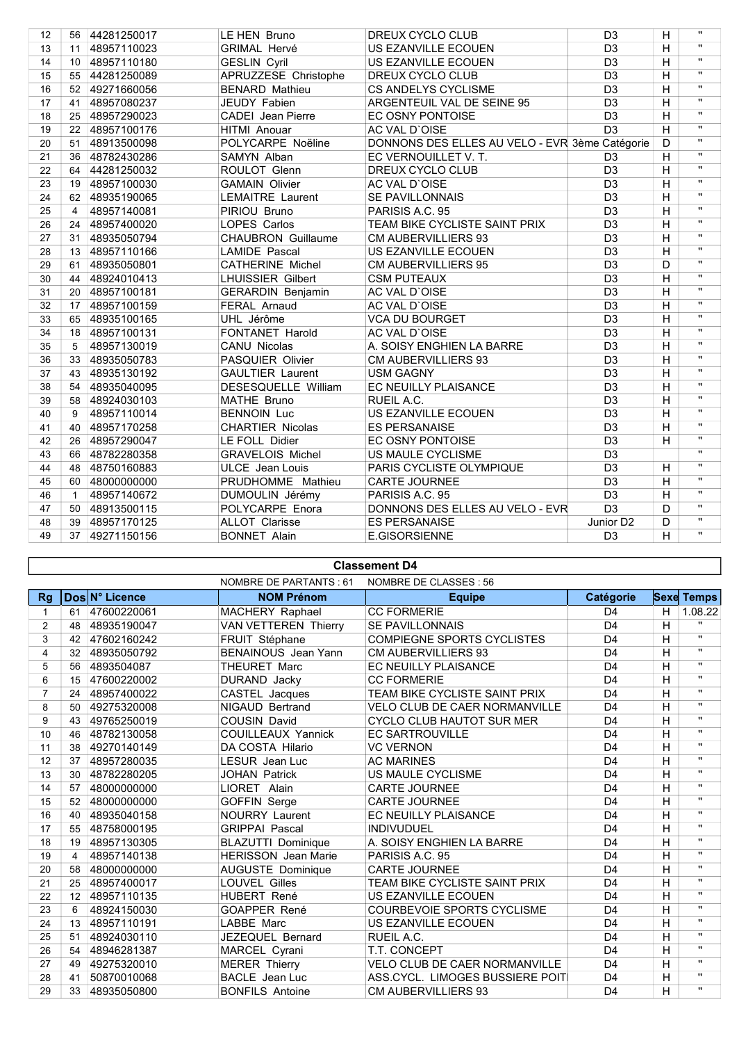| | | | | | | | |
|---|---|---|---|---|---|---|---|
| 12 | 56 | 44281250017 | LE HEN Bruno | DREUX CYCLO CLUB | D3 | H | " |
| 13 | 11 | 48957110023 | GRIMAL Hervé | US EZANVILLE ECOUEN | D3 | H | " |
| 14 | 10 | 48957110180 | GESLIN Cyril | US EZANVILLE ECOUEN | D3 | H | " |
| 15 | 55 | 44281250089 | APRUZZESE Christophe | DREUX CYCLO CLUB | D3 | H | " |
| 16 | 52 | 49271660056 | BENARD Mathieu | CS ANDELYS CYCLISME | D3 | H | " |
| 17 | 41 | 48957080237 | JEUDY Fabien | ARGENTEUIL VAL DE SEINE 95 | D3 | H | " |
| 18 | 25 | 48957290023 | CADEI Jean Pierre | EC OSNY PONTOISE | D3 | H | " |
| 19 | 22 | 48957100176 | HITMI Anouar | AC VAL D'OISE | D3 | H | " |
| 20 | 51 | 48913500098 | POLYCARPE Noëline | DONNONS DES ELLES AU VELO - EVR | 3ème Catégorie | D | " |
| 21 | 36 | 48782430286 | SAMYN Alban | EC VERNOUILLET V. T. | D3 | H | " |
| 22 | 64 | 44281250032 | ROULOT Glenn | DREUX CYCLO CLUB | D3 | H | " |
| 23 | 19 | 48957100030 | GAMAIN Olivier | AC VAL D'OISE | D3 | H | " |
| 24 | 62 | 48935190065 | LEMAITRE Laurent | SE PAVILLONNAIS | D3 | H | " |
| 25 | 4 | 48957140081 | PIRIOU Bruno | PARISIS A.C. 95 | D3 | H | " |
| 26 | 24 | 48957400020 | LOPES Carlos | TEAM BIKE CYCLISTE SAINT PRIX | D3 | H | " |
| 27 | 31 | 48935050794 | CHAUBRON Guillaume | CM AUBERVILLIERS 93 | D3 | H | " |
| 28 | 13 | 48957110166 | LAMIDE Pascal | US EZANVILLE ECOUEN | D3 | H | " |
| 29 | 61 | 48935050801 | CATHERINE Michel | CM AUBERVILLIERS 95 | D3 | D | " |
| 30 | 44 | 48924010413 | LHUISSIER Gilbert | CSM PUTEAUX | D3 | H | " |
| 31 | 20 | 48957100181 | GERARDIN Benjamin | AC VAL D'OISE | D3 | H | " |
| 32 | 17 | 48957100159 | FERAL Arnaud | AC VAL D'OISE | D3 | H | " |
| 33 | 65 | 48935100165 | UHL Jérôme | VCA DU BOURGET | D3 | H | " |
| 34 | 18 | 48957100131 | FONTANET Harold | AC VAL D'OISE | D3 | H | " |
| 35 | 5 | 48957130019 | CANU Nicolas | A. SOISY ENGHIEN LA BARRE | D3 | H | " |
| 36 | 33 | 48935050783 | PASQUIER Olivier | CM AUBERVILLIERS 93 | D3 | H | " |
| 37 | 43 | 48935130192 | GAULTIER Laurent | USM GAGNY | D3 | H | " |
| 38 | 54 | 48935040095 | DESESQUELLE William | EC NEUILLY PLAISANCE | D3 | H | " |
| 39 | 58 | 48924030103 | MATHE Bruno | RUEIL A.C. | D3 | H | " |
| 40 | 9 | 48957110014 | BENNOIN Luc | US EZANVILLE ECOUEN | D3 | H | " |
| 41 | 40 | 48957170258 | CHARTIER Nicolas | ES PERSANAISE | D3 | H | " |
| 42 | 26 | 48957290047 | LE FOLL Didier | EC OSNY PONTOISE | D3 | H | " |
| 43 | 66 | 48782280358 | GRAVELOIS Michel | US MAULE CYCLISME | D3 | | " |
| 44 | 48 | 48750160883 | ULCE Jean Louis | PARIS CYCLISTE OLYMPIQUE | D3 | H | " |
| 45 | 60 | 48000000000 | PRUDHOMME Mathieu | CARTE JOURNEE | D3 | H | " |
| 46 | 1 | 48957140672 | DUMOULIN Jérémy | PARISIS A.C. 95 | D3 | H | " |
| 47 | 50 | 48913500115 | POLYCARPE Enora | DONNONS DES ELLES AU VELO - EVR | D3 | D | " |
| 48 | 39 | 48957170125 | ALLOT Clarisse | ES PERSANAISE | Junior D2 | D | " |
| 49 | 37 | 49271150156 | BONNET Alain | E.GISORSIENNE | D3 | H | " |

## Classement D4

NOMBRE DE PARTANTS : 61 NOMBRE DE CLASSES : 56

| Rg | Dos | N° Licence | NOM Prénom | Equipe | Catégorie | Sexe | Temps |
|---|---|---|---|---|---|---|---|
| 1 | 61 | 47600220061 | MACHERY Raphael | CC FORMERIE | D4 | H | 1.08.22 |
| 2 | 48 | 48935190047 | VAN VETTEREN Thierry | SE PAVILLONNAIS | D4 | H | " |
| 3 | 42 | 47602160242 | FRUIT Stéphane | COMPIEGNE SPORTS CYCLISTES | D4 | H | " |
| 4 | 32 | 48935050792 | BENAINOUS Jean Yann | CM AUBERVILLIERS 93 | D4 | H | " |
| 5 | 56 | 4893504087 | THEURET Marc | EC NEUILLY PLAISANCE | D4 | H | " |
| 6 | 15 | 47600220002 | DURAND Jacky | CC FORMERIE | D4 | H | " |
| 7 | 24 | 48957400022 | CASTEL Jacques | TEAM BIKE CYCLISTE SAINT PRIX | D4 | H | " |
| 8 | 50 | 49275320008 | NIGAUD Bertrand | VELO CLUB DE CAER NORMANVILLE | D4 | H | " |
| 9 | 43 | 49765250019 | COUSIN David | CYCLO CLUB HAUTOT SUR MER | D4 | H | " |
| 10 | 46 | 48782130058 | COUILLEAUX Yannick | EC SARTROUVILLE | D4 | H | " |
| 11 | 38 | 49270140149 | DA COSTA Hilario | VC VERNON | D4 | H | " |
| 12 | 37 | 48957280035 | LESUR Jean Luc | AC MARINES | D4 | H | " |
| 13 | 30 | 48782280205 | JOHAN Patrick | US MAULE CYCLISME | D4 | H | " |
| 14 | 57 | 48000000000 | LIORET Alain | CARTE JOURNEE | D4 | H | " |
| 15 | 52 | 48000000000 | GOFFIN Serge | CARTE JOURNEE | D4 | H | " |
| 16 | 40 | 48935040158 | NOURRY Laurent | EC NEUILLY PLAISANCE | D4 | H | " |
| 17 | 55 | 48758000195 | GRIPPAI Pascal | INDIVUDUEL | D4 | H | " |
| 18 | 19 | 48957130305 | BLAZUTTI Dominique | A. SOISY ENGHIEN LA BARRE | D4 | H | " |
| 19 | 4 | 48957140138 | HERISSON Jean Marie | PARISIS A.C. 95 | D4 | H | " |
| 20 | 58 | 48000000000 | AUGUSTE Dominique | CARTE JOURNEE | D4 | H | " |
| 21 | 25 | 48957400017 | LOUVEL Gilles | TEAM BIKE CYCLISTE SAINT PRIX | D4 | H | " |
| 22 | 12 | 48957110135 | HUBERT René | US EZANVILLE ECOUEN | D4 | H | " |
| 23 | 6 | 48924150030 | GOAPPER René | COURBEVOIE SPORTS CYCLISME | D4 | H | " |
| 24 | 13 | 48957110191 | LABBE Marc | US EZANVILLE ECOUEN | D4 | H | " |
| 25 | 51 | 48924030110 | JEZEQUEL Bernard | RUEIL A.C. | D4 | H | " |
| 26 | 54 | 48946281387 | MARCEL Cyrani | T.T. CONCEPT | D4 | H | " |
| 27 | 49 | 49275320010 | MERER Thierry | VELO CLUB DE CAER NORMANVILLE | D4 | H | " |
| 28 | 41 | 50870010068 | BACLE Jean Luc | ASS.CYCL. LIMOGES BUSSIERE POIT | D4 | H | " |
| 29 | 33 | 48935050800 | BONFILS Antoine | CM AUBERVILLIERS 93 | D4 | H | " |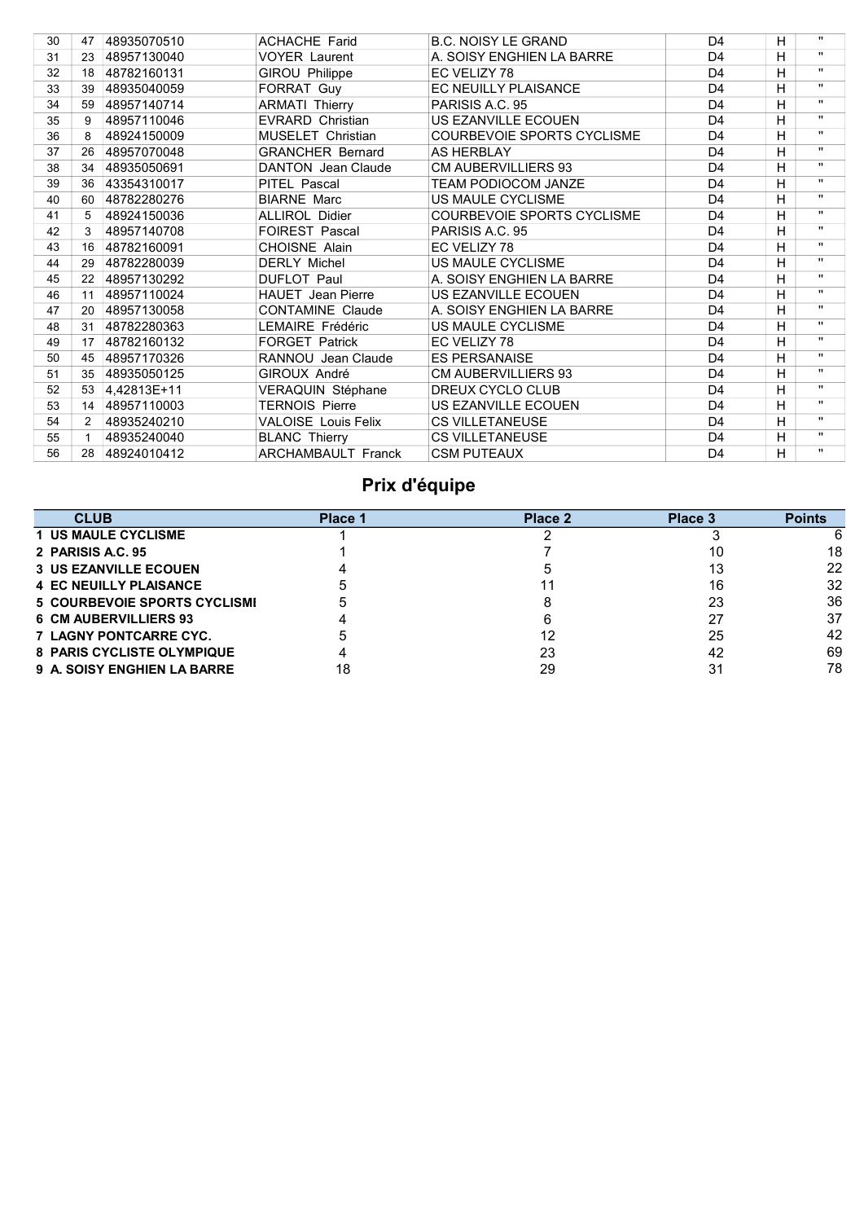| | | | | | | | |
|---|---|---|---|---|---|---|---|
| 30 | 47 | 48935070510 | ACHACHE Farid | B.C. NOISY LE GRAND | D4 | H | " |
| 31 | 23 | 48957130040 | VOYER Laurent | A. SOISY ENGHIEN LA BARRE | D4 | H | " |
| 32 | 18 | 48782160131 | GIROU Philippe | EC VELIZY 78 | D4 | H | " |
| 33 | 39 | 48935040059 | FORRAT Guy | EC NEUILLY PLAISANCE | D4 | H | " |
| 34 | 59 | 48957140714 | ARMATI Thierry | PARISIS A.C. 95 | D4 | H | " |
| 35 | 9 | 48957110046 | EVRARD Christian | US EZANVILLE ECOUEN | D4 | H | " |
| 36 | 8 | 48924150009 | MUSELET Christian | COURBEVOIE SPORTS CYCLISME | D4 | H | " |
| 37 | 26 | 48957070048 | GRANCHER Bernard | AS HERBLAY | D4 | H | " |
| 38 | 34 | 48935050691 | DANTON Jean Claude | CM AUBERVILLIERS 93 | D4 | H | " |
| 39 | 36 | 43354310017 | PITEL Pascal | TEAM PODIOCOM JANZE | D4 | H | " |
| 40 | 60 | 48782280276 | BIARNE Marc | US MAULE CYCLISME | D4 | H | " |
| 41 | 5 | 48924150036 | ALLIROL Didier | COURBEVOIE SPORTS CYCLISME | D4 | H | " |
| 42 | 3 | 48957140708 | FOIREST Pascal | PARISIS A.C. 95 | D4 | H | " |
| 43 | 16 | 48782160091 | CHOISNE Alain | EC VELIZY 78 | D4 | H | " |
| 44 | 29 | 48782280039 | DERLY Michel | US MAULE CYCLISME | D4 | H | " |
| 45 | 22 | 48957130292 | DUFLOT Paul | A. SOISY ENGHIEN LA BARRE | D4 | H | " |
| 46 | 11 | 48957110024 | HAUET Jean Pierre | US EZANVILLE ECOUEN | D4 | H | " |
| 47 | 20 | 48957130058 | CONTAMINE Claude | A. SOISY ENGHIEN LA BARRE | D4 | H | " |
| 48 | 31 | 48782280363 | LEMAIRE Frédéric | US MAULE CYCLISME | D4 | H | " |
| 49 | 17 | 48782160132 | FORGET Patrick | EC VELIZY 78 | D4 | H | " |
| 50 | 45 | 48957170326 | RANNOU Jean Claude | ES PERSANAISE | D4 | H | " |
| 51 | 35 | 48935050125 | GIROUX André | CM AUBERVILLIERS 93 | D4 | H | " |
| 52 | 53 | 4,42813E+11 | VERAQUIN Stéphane | DREUX CYCLO CLUB | D4 | H | " |
| 53 | 14 | 48957110003 | TERNOIS Pierre | US EZANVILLE ECOUEN | D4 | H | " |
| 54 | 2 | 48935240210 | VALOISE Louis Felix | CS VILLETANEUSE | D4 | H | " |
| 55 | 1 | 48935240040 | BLANC Thierry | CS VILLETANEUSE | D4 | H | " |
| 56 | 28 | 48924010412 | ARCHAMBAULT Franck | CSM PUTEAUX | D4 | H | " |

## Prix d'équipe

| CLUB | Place 1 | Place 2 | Place 3 | Points |
|---|---|---|---|---|
| 1 US MAULE CYCLISME | 1 | 2 | 3 | 6 |
| 2 PARISIS A.C. 95 | 1 | 7 | 10 | 18 |
| 3 US EZANVILLE ECOUEN | 4 | 5 | 13 | 22 |
| 4 EC NEUILLY PLAISANCE | 5 | 11 | 16 | 32 |
| 5 COURBEVOIE SPORTS CYCLISMI | 5 | 8 | 23 | 36 |
| 6 CM AUBERVILLIERS 93 | 4 | 6 | 27 | 37 |
| 7 LAGNY PONTCARRE CYC. | 5 | 12 | 25 | 42 |
| 8 PARIS CYCLISTE OLYMPIQUE | 4 | 23 | 42 | 69 |
| 9 A. SOISY ENGHIEN LA BARRE | 18 | 29 | 31 | 78 |